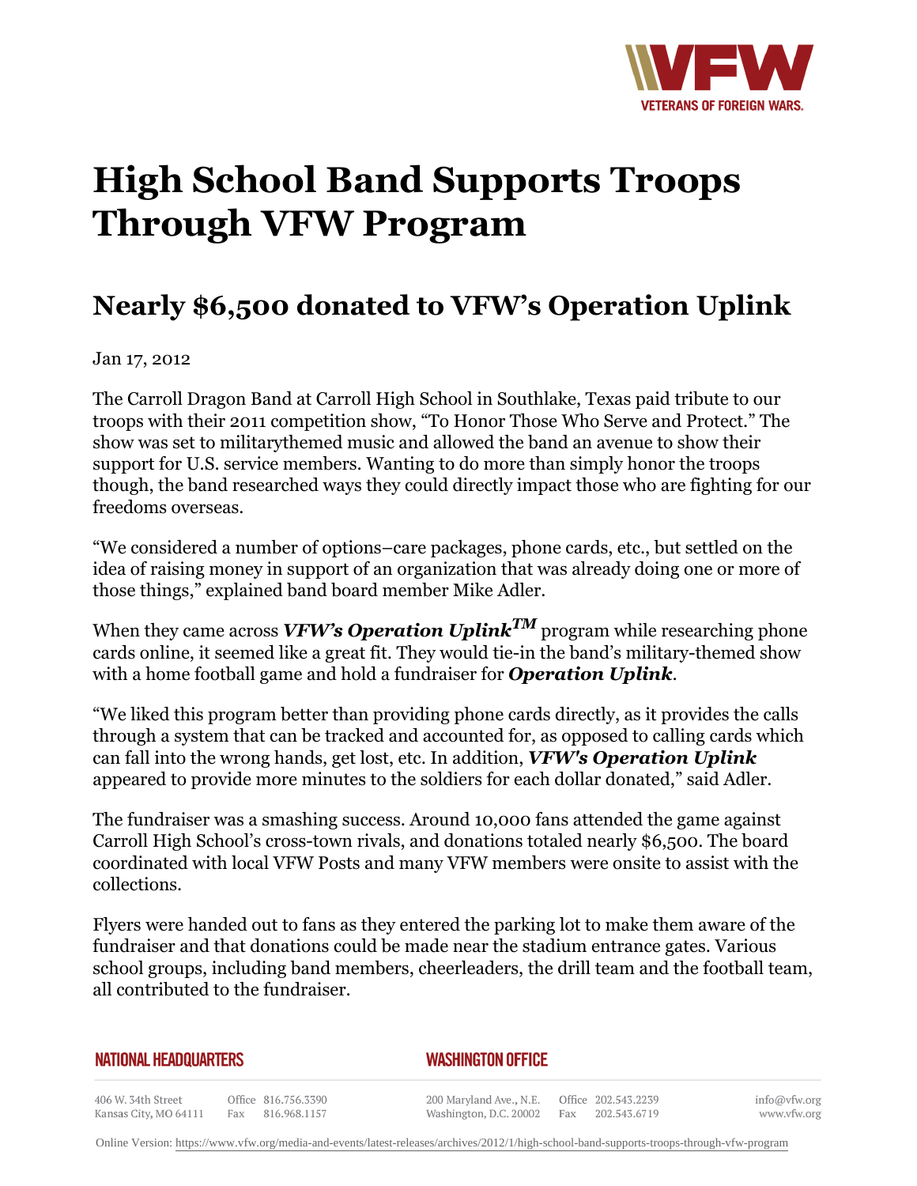# High School Band Supports Troops Through VFW Program

## Nearly $6,500 donated to VFW's Operation Uplink

Jan 17, 2012

The Carroll Dragon Band at Carroll High School in Southlake, Texas paid tribute to our troops with their 2011 competition show, "To Honor Those Who Serve and Protect." The show was set to militarythemed music and allowed the band an avenue to show their support for U.S. service members. Wanting to do more than simply honor the troops though, the band researched ways they could directly impact those who are fighting for our freedoms overseas.

"We considered a number of options–care packages, phone cards, etc., but settled on the idea of raising money in support of an organization that was already doing one or more of those things," explained band board member Mike Adler.

When they came across ***VFW's Operation Uplink™*** program while researching phone cards online, it seemed like a great fit. They would tie-in the band's military-themed show with a home football game and hold a fundraiser for ***Operation Uplink***.

"We liked this program better than providing phone cards directly, as it provides the calls through a system that can be tracked and accounted for, as opposed to calling cards which can fall into the wrong hands, get lost, etc. In addition, ***VFW's Operation Uplink*** appeared to provide more minutes to the soldiers for each dollar donated," said Adler.

The fundraiser was a smashing success. Around 10,000 fans attended the game against Carroll High School's cross-town rivals, and donations totaled nearly $6,500. The board coordinated with local VFW Posts and many VFW members were onsite to assist with the collections.

Flyers were handed out to fans as they entered the parking lot to make them aware of the fundraiser and that donations could be made near the stadium entrance gates. Various school groups, including band members, cheerleaders, the drill team and the football team, all contributed to the fundraiser.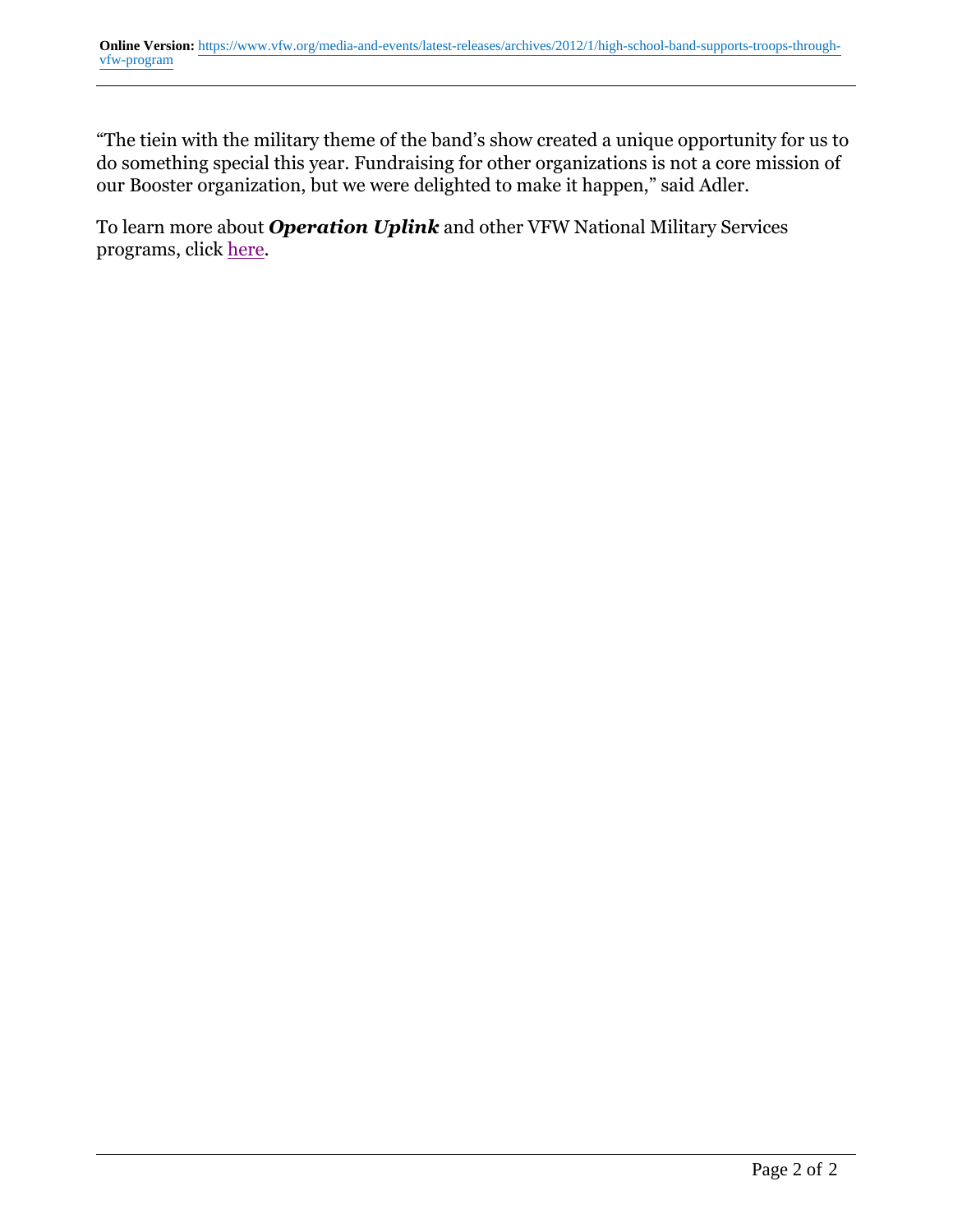“The tiein with the military theme of the band’s show created a unique opportunity for us to do something special this year. Fundraising for other organizations is not a core mission of our Booster organization, but we were delighted to make it happen,” said Adler.

To learn more about ***Operation Uplink*** and other VFW National Military Services programs, click here.